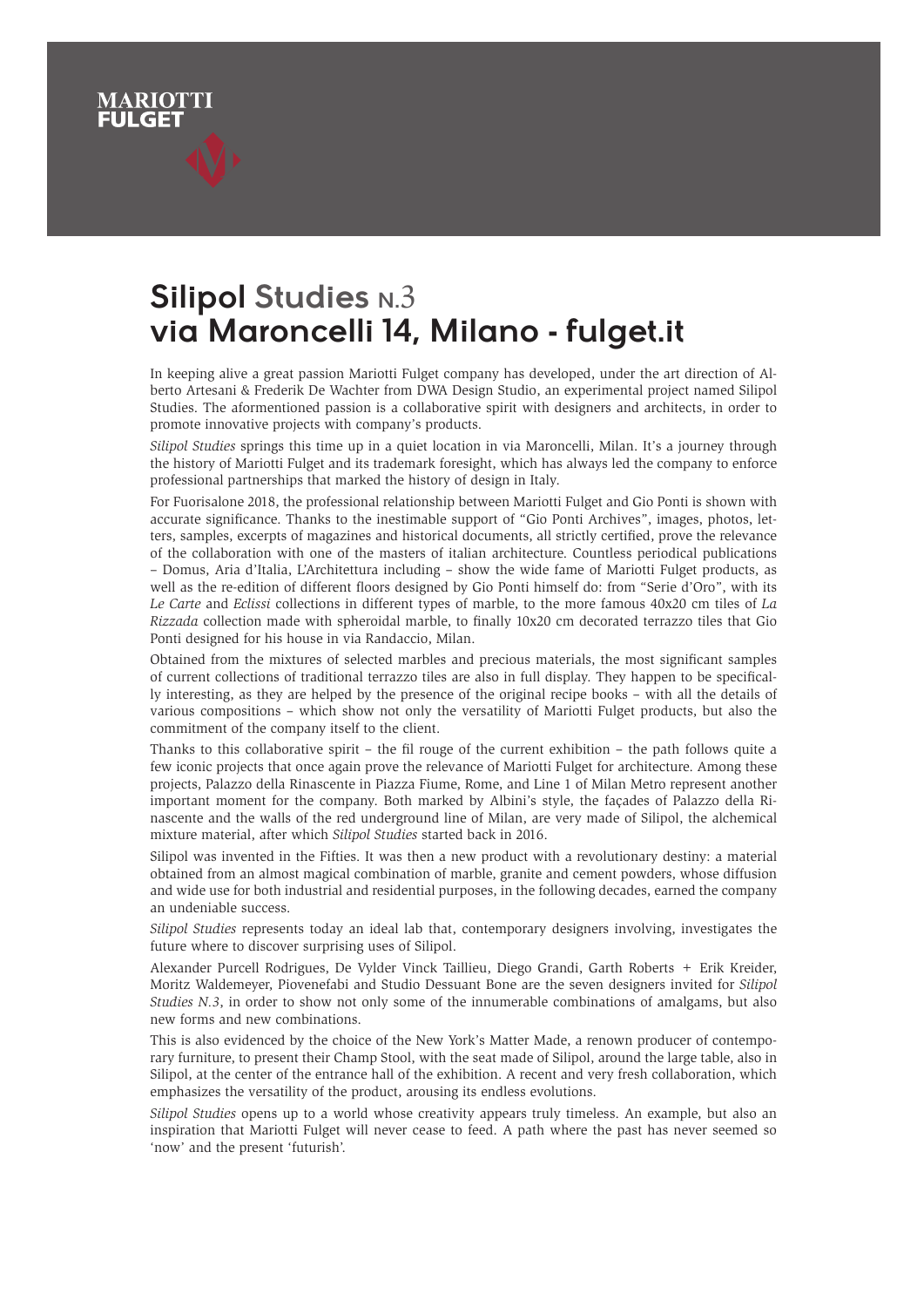MARIOTTI
FULGET

# Silipol Studies N.3
# via Maroncelli 14, Milano - fulget.it

In keeping alive a great passion Mariotti Fulget company has developed, under the art direction of Alberto Artesani & Frederik De Wachter from DWA Design Studio, an experimental project named Silipol Studies. The aformentioned passion is a collaborative spirit with designers and architects, in order to promote innovative projects with company's products.

*Silipol Studies* springs this time up in a quiet location in via Maroncelli, Milan. It's a journey through the history of Mariotti Fulget and its trademark foresight, which has always led the company to enforce professional partnerships that marked the history of design in Italy.

For Fuorisalone 2018, the professional relationship between Mariotti Fulget and Gio Ponti is shown with accurate significance. Thanks to the inestimable support of "Gio Ponti Archives", images, photos, letters, samples, excerpts of magazines and historical documents, all strictly certified, prove the relevance of the collaboration with one of the masters of italian architecture. Countless periodical publications – Domus, Aria d'Italia, L'Architettura including – show the wide fame of Mariotti Fulget products, as well as the re-edition of different floors designed by Gio Ponti himself do: from "Serie d'Oro", with its *Le Carte* and *Eclissi* collections in different types of marble, to the more famous 40x20 cm tiles of *La Rizzada* collection made with spheroidal marble, to finally 10x20 cm decorated terrazzo tiles that Gio Ponti designed for his house in via Randaccio, Milan.

Obtained from the mixtures of selected marbles and precious materials, the most significant samples of current collections of traditional terrazzo tiles are also in full display. They happen to be specifically interesting, as they are helped by the presence of the original recipe books – with all the details of various compositions – which show not only the versatility of Mariotti Fulget products, but also the commitment of the company itself to the client.

Thanks to this collaborative spirit – the fil rouge of the current exhibition – the path follows quite a few iconic projects that once again prove the relevance of Mariotti Fulget for architecture. Among these projects, Palazzo della Rinascente in Piazza Fiume, Rome, and Line 1 of Milan Metro represent another important moment for the company. Both marked by Albini's style, the façades of Palazzo della Rinascente and the walls of the red underground line of Milan, are very made of Silipol, the alchemical mixture material, after which *Silipol Studies* started back in 2016.

Silipol was invented in the Fifties. It was then a new product with a revolutionary destiny: a material obtained from an almost magical combination of marble, granite and cement powders, whose diffusion and wide use for both industrial and residential purposes, in the following decades, earned the company an undeniable success.

*Silipol Studies* represents today an ideal lab that, contemporary designers involving, investigates the future where to discover surprising uses of Silipol.

Alexander Purcell Rodrigues, De Vylder Vinck Taillieu, Diego Grandi, Garth Roberts + Erik Kreider, Moritz Waldemeyer, Piovenefabi and Studio Dessuant Bone are the seven designers invited for *Silipol Studies N.3*, in order to show not only some of the innumerable combinations of amalgams, but also new forms and new combinations.

This is also evidenced by the choice of the New York's Matter Made, a renown producer of contemporary furniture, to present their Champ Stool, with the seat made of Silipol, around the large table, also in Silipol, at the center of the entrance hall of the exhibition. A recent and very fresh collaboration, which emphasizes the versatility of the product, arousing its endless evolutions.

*Silipol Studies* opens up to a world whose creativity appears truly timeless. An example, but also an inspiration that Mariotti Fulget will never cease to feed. A path where the past has never seemed so 'now' and the present 'futurish'.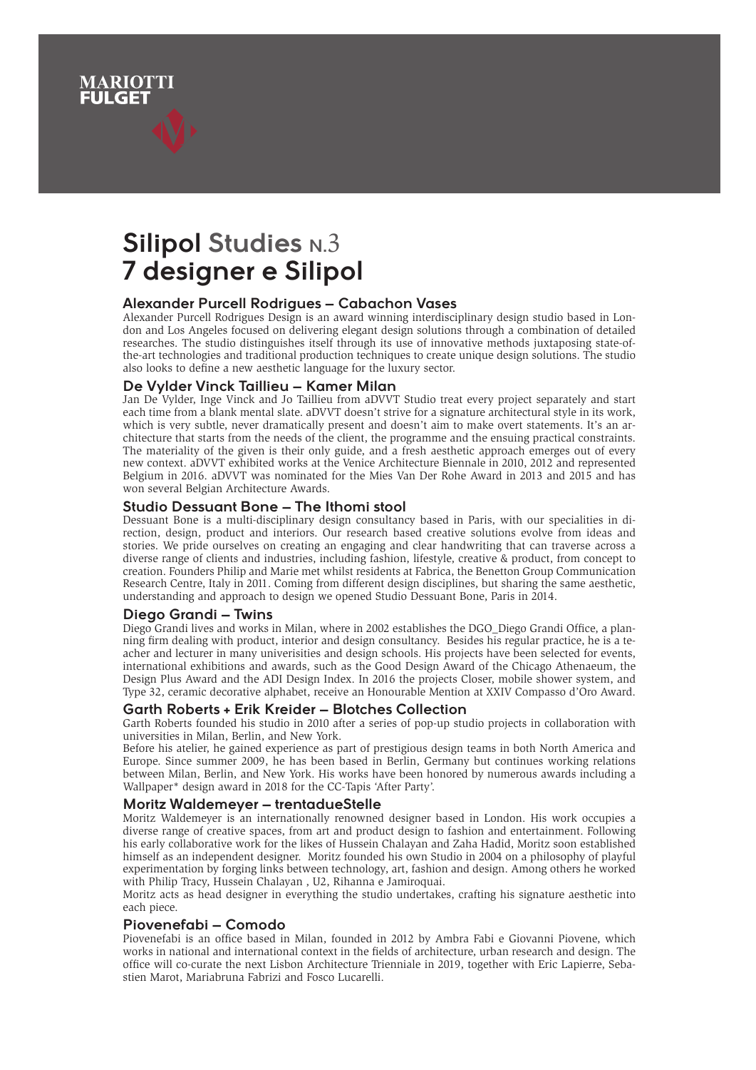MARIOTTI
FULGET

# Silipol Studies N.3
# 7 designer e Silipol

### Alexander Purcell Rodrigues – Cabachon Vases

Alexander Purcell Rodrigues Design is an award winning interdisciplinary design studio based in London and Los Angeles focused on delivering elegant design solutions through a combination of detailed researches. The studio distinguishes itself through its use of innovative methods juxtaposing state-of-the-art technologies and traditional production techniques to create unique design solutions. The studio also looks to define a new aesthetic language for the luxury sector.

### De Vylder Vinck Taillieu – Kamer Milan

Jan De Vylder, Inge Vinck and Jo Taillieu from aDVVT Studio treat every project separately and start each time from a blank mental slate. aDVVT doesn't strive for a signature architectural style in its work, which is very subtle, never dramatically present and doesn't aim to make overt statements. It's an architecture that starts from the needs of the client, the programme and the ensuing practical constraints. The materiality of the given is their only guide, and a fresh aesthetic approach emerges out of every new context. aDVVT exhibited works at the Venice Architecture Biennale in 2010, 2012 and represented Belgium in 2016. aDVVT was nominated for the Mies Van Der Rohe Award in 2013 and 2015 and has won several Belgian Architecture Awards.

### Studio Dessuant Bone – The Ithomi stool

Dessuant Bone is a multi-disciplinary design consultancy based in Paris, with our specialities in direction, design, product and interiors. Our research based creative solutions evolve from ideas and stories. We pride ourselves on creating an engaging and clear handwriting that can traverse across a diverse range of clients and industries, including fashion, lifestyle, creative & product, from concept to creation. Founders Philip and Marie met whilst residents at Fabrica, the Benetton Group Communication Research Centre, Italy in 2011. Coming from different design disciplines, but sharing the same aesthetic, understanding and approach to design we opened Studio Dessuant Bone, Paris in 2014.

### Diego Grandi – Twins

Diego Grandi lives and works in Milan, where in 2002 establishes the DGO_Diego Grandi Office, a planning firm dealing with product, interior and design consultancy. Besides his regular practice, he is a teacher and lecturer in many univerisities and design schools. His projects have been selected for events, international exhibitions and awards, such as the Good Design Award of the Chicago Athenaeum, the Design Plus Award and the ADI Design Index. In 2016 the projects Closer, mobile shower system, and Type 32, ceramic decorative alphabet, receive an Honourable Mention at XXIV Compasso d'Oro Award.

### Garth Roberts + Erik Kreider – Blotches Collection

Garth Roberts founded his studio in 2010 after a series of pop-up studio projects in collaboration with universities in Milan, Berlin, and New York.

Before his atelier, he gained experience as part of prestigious design teams in both North America and Europe. Since summer 2009, he has been based in Berlin, Germany but continues working relations between Milan, Berlin, and New York. His works have been honored by numerous awards including a Wallpaper* design award in 2018 for the CC-Tapis 'After Party'.

### Moritz Waldemeyer – trentadueStelle

Moritz Waldemeyer is an internationally renowned designer based in London. His work occupies a diverse range of creative spaces, from art and product design to fashion and entertainment. Following his early collaborative work for the likes of Hussein Chalayan and Zaha Hadid, Moritz soon established himself as an independent designer. Moritz founded his own Studio in 2004 on a philosophy of playful experimentation by forging links between technology, art, fashion and design. Among others he worked with Philip Tracy, Hussein Chalayan , U2, Rihanna e Jamiroquai.

Moritz acts as head designer in everything the studio undertakes, crafting his signature aesthetic into each piece.

### Piovenefabi – Comodo

Piovenefabi is an office based in Milan, founded in 2012 by Ambra Fabi e Giovanni Piovene, which works in national and international context in the fields of architecture, urban research and design. The office will co-curate the next Lisbon Architecture Trienniale in 2019, together with Eric Lapierre, Sebastien Marot, Mariabruna Fabrizi and Fosco Lucarelli.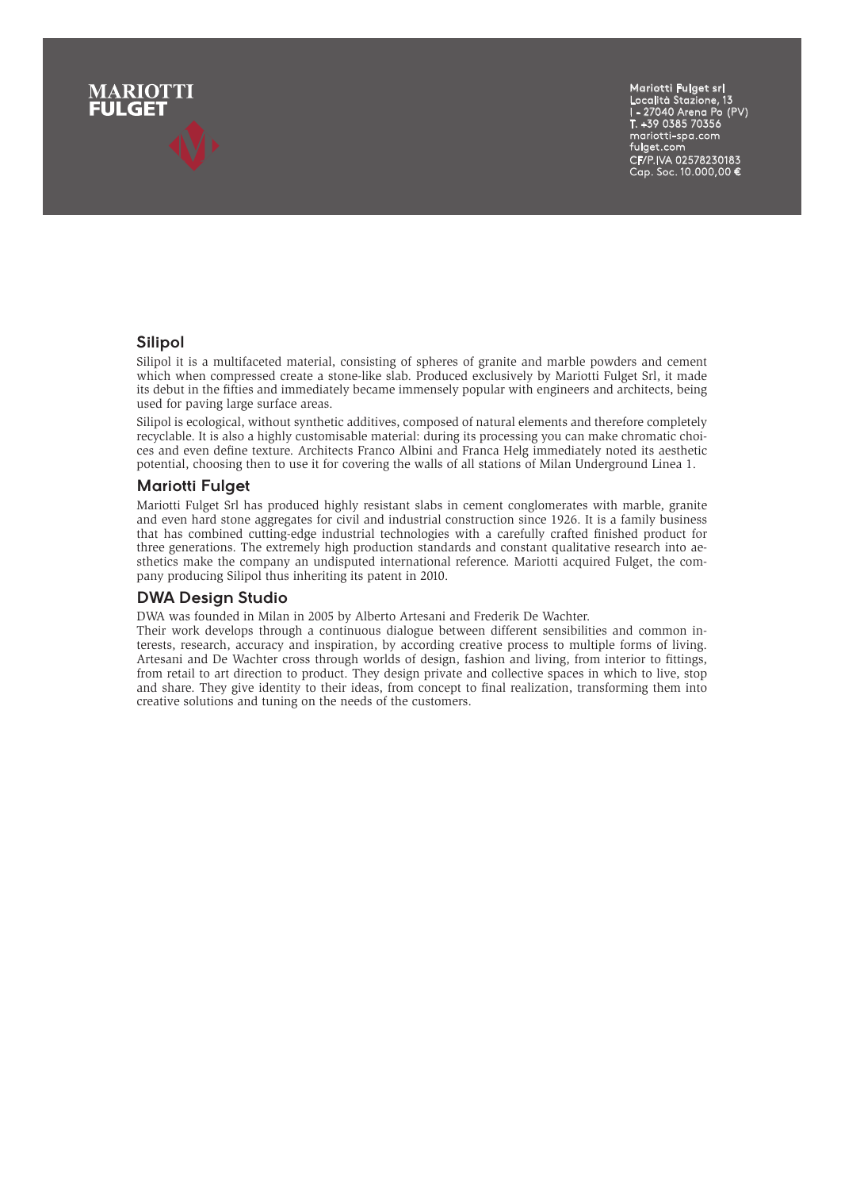MARIOTTI
FULGET

Mariotti Fulget srl
Località Stazione, 13
I - 27040 Arena Po (PV)
T. +39 0385 70356
mariotti-spa.com
fulget.com
CF/P.IVA 02578230183
Cap. Soc. 10.000,00 €

## Silipol

Silipol it is a multifaceted material, consisting of spheres of granite and marble powders and cement which when compressed create a stone-like slab. Produced exclusively by Mariotti Fulget Srl, it made its debut in the fifties and immediately became immensely popular with engineers and architects, being used for paving large surface areas.

Silipol is ecological, without synthetic additives, composed of natural elements and therefore completely recyclable. It is also a highly customisable material: during its processing you can make chromatic choices and even define texture. Architects Franco Albini and Franca Helg immediately noted its aesthetic potential, choosing then to use it for covering the walls of all stations of Milan Underground Linea 1.

## Mariotti Fulget

Mariotti Fulget Srl has produced highly resistant slabs in cement conglomerates with marble, granite and even hard stone aggregates for civil and industrial construction since 1926. It is a family business that has combined cutting-edge industrial technologies with a carefully crafted finished product for three generations. The extremely high production standards and constant qualitative research into aesthetics make the company an undisputed international reference. Mariotti acquired Fulget, the company producing Silipol thus inheriting its patent in 2010.

## DWA Design Studio

DWA was founded in Milan in 2005 by Alberto Artesani and Frederik De Wachter.

Their work develops through a continuous dialogue between different sensibilities and common interests, research, accuracy and inspiration, by according creative process to multiple forms of living. Artesani and De Wachter cross through worlds of design, fashion and living, from interior to fittings, from retail to art direction to product. They design private and collective spaces in which to live, stop and share. They give identity to their ideas, from concept to final realization, transforming them into creative solutions and tuning on the needs of the customers.